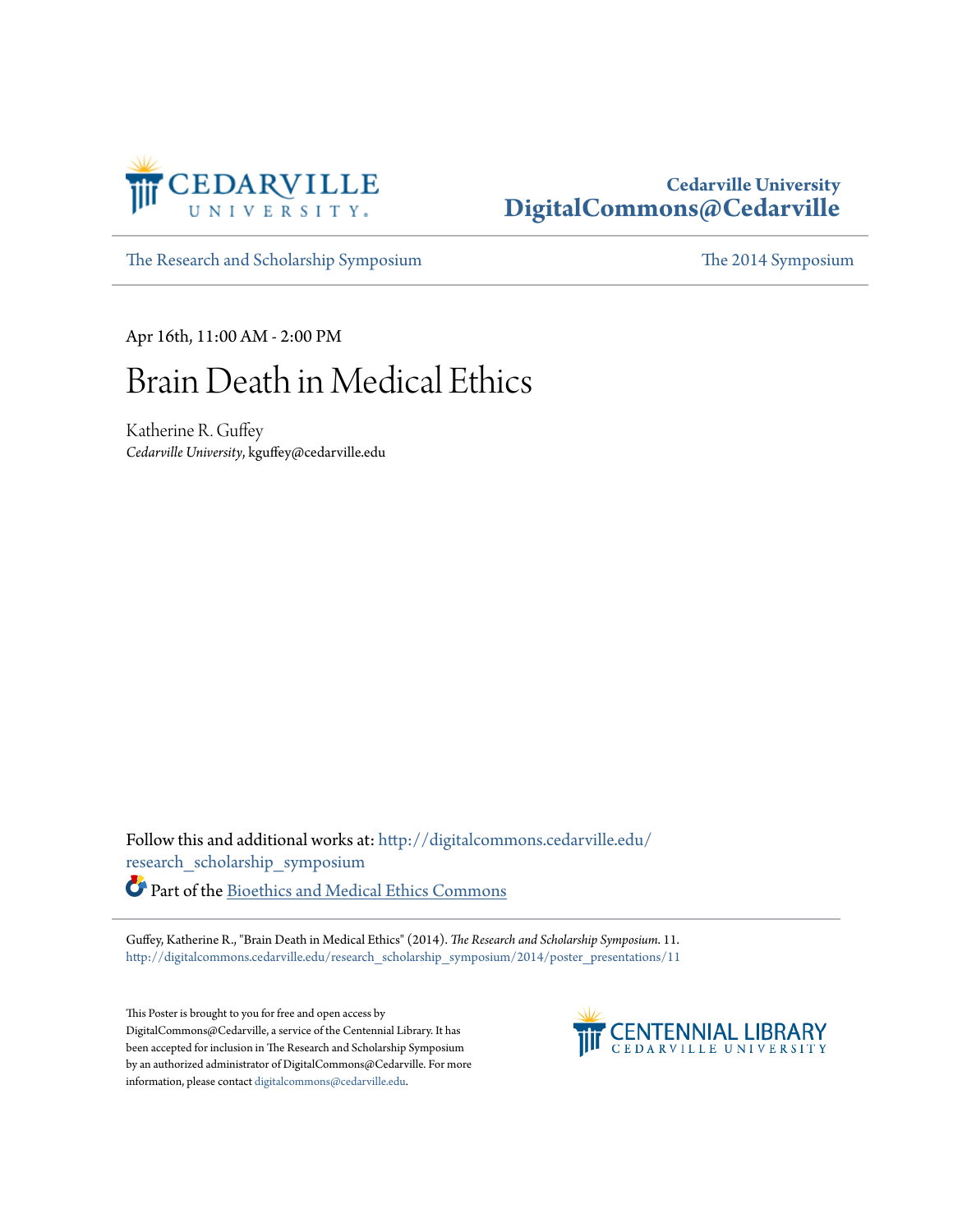Cedarville University
**DigitalCommons@Cedarville**

The Research and Scholarship Symposium | The 2014 Symposium

Apr 16th, 11:00 AM - 2:00 PM

# Brain Death in Medical Ethics

Katherine R. Guffey
*Cedarville University*, kguffey@cedarville.edu

Follow this and additional works at: http://digitalcommons.cedarville.edu/research_scholarship_symposium

Part of the Bioethics and Medical Ethics Commons

Guffey, Katherine R., "Brain Death in Medical Ethics" (2014). *The Research and Scholarship Symposium*. 11.
http://digitalcommons.cedarville.edu/research_scholarship_symposium/2014/poster_presentations/11

This Poster is brought to you for free and open access by DigitalCommons@Cedarville, a service of the Centennial Library. It has been accepted for inclusion in The Research and Scholarship Symposium by an authorized administrator of DigitalCommons@Cedarville. For more information, please contact digitalcommons@cedarville.edu.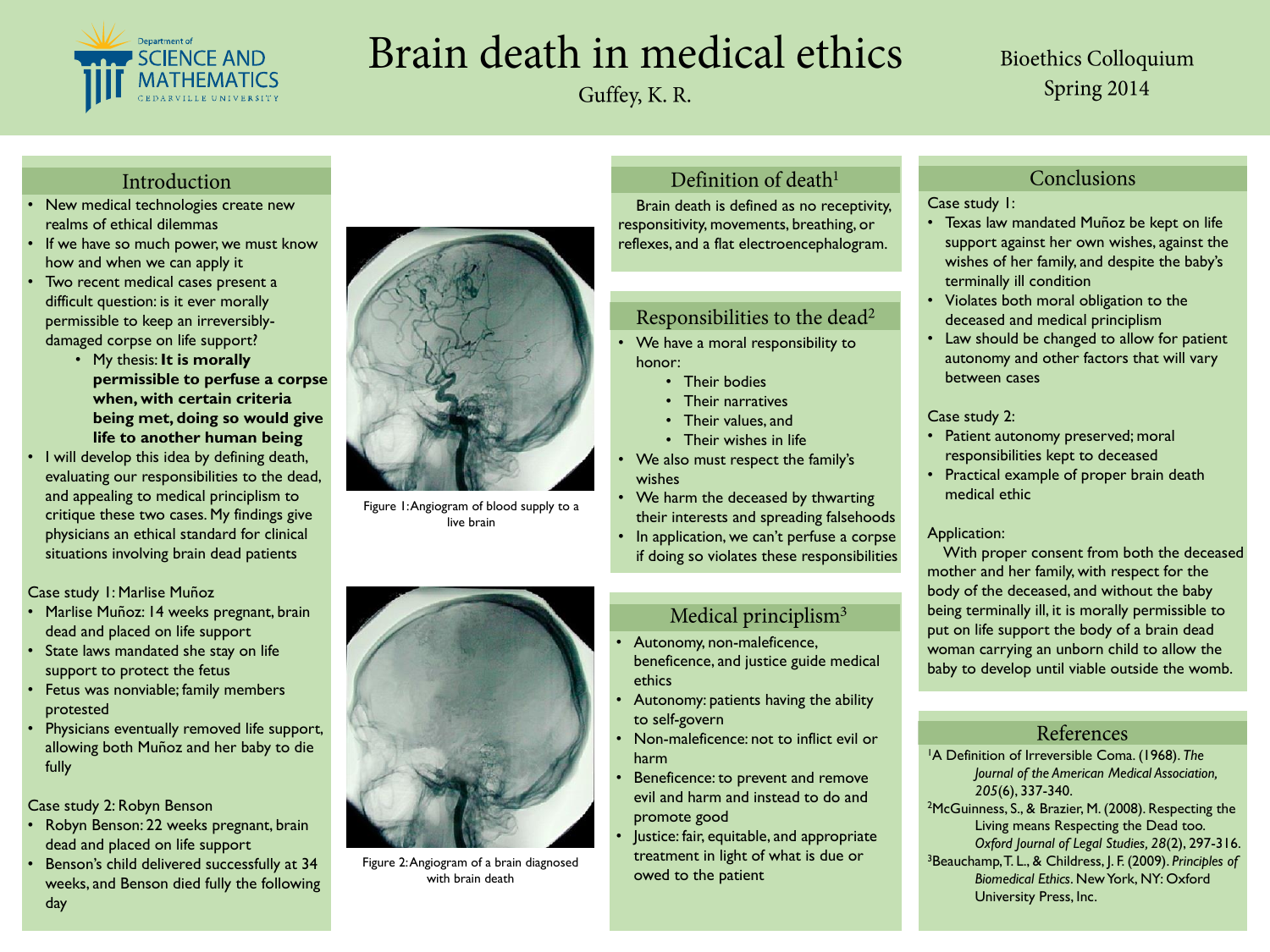# Brain death in medical ethics

Guffey, K. R.

Bioethics Colloquium
Spring 2014

## Introduction

- New medical technologies create new realms of ethical dilemmas
- If we have so much power, we must know how and when we can apply it
- Two recent medical cases present a difficult question: is it ever morally permissible to keep an irreversibly-damaged corpse on life support?
  - My thesis: **It is morally permissible to perfuse a corpse when, with certain criteria being met, doing so would give life to another human being**
- I will develop this idea by defining death, evaluating our responsibilities to the dead, and appealing to medical principlism to critique these two cases. My findings give physicians an ethical standard for clinical situations involving brain dead patients

Case study 1: Marlise Muñoz

- Marlise Muñoz: 14 weeks pregnant, brain dead and placed on life support
- State laws mandated she stay on life support to protect the fetus
- Fetus was nonviable; family members protested
- Physicians eventually removed life support, allowing both Muñoz and her baby to die fully

Case study 2: Robyn Benson

- Robyn Benson: 22 weeks pregnant, brain dead and placed on life support
- Benson's child delivered successfully at 34 weeks, and Benson died fully the following day

Figure 1: Angiogram of blood supply to a live brain

Figure 2: Angiogram of a brain diagnosed with brain death

## Definition of death[1]

Brain death is defined as no receptivity, responsivity, movements, breathing, or reflexes, and a flat electroencephalogram.

## Responsibilities to the dead[2]

- We have a moral responsibility to honor:
  - Their bodies
  - Their narratives
  - Their values, and
  - Their wishes in life
- We also must respect the family's wishes
- We harm the deceased by thwarting their interests and spreading falsehoods
- In application, we can't perfuse a corpse if doing so violates these responsibilities

## Medical principlism[3]

- Autonomy, non-maleficence, beneficence, and justice guide medical ethics
- Autonomy: patients having the ability to self-govern
- Non-maleficence: not to inflict evil or harm
- Beneficence: to prevent and remove evil and harm and instead to do and promote good
- Justice: fair, equitable, and appropriate treatment in light of what is due or owed to the patient

## Conclusions

Case study 1:

- Texas law mandated Muñoz be kept on life support against her own wishes, against the wishes of her family, and despite the baby's terminally ill condition
- Violates both moral obligation to the deceased and medical principlism
- Law should be changed to allow for patient autonomy and other factors that will vary between cases

Case study 2:

- Patient autonomy preserved; moral responsibilities kept to deceased
- Practical example of proper brain death medical ethic

Application:

With proper consent from both the deceased mother and her family, with respect for the body of the deceased, and without the baby being terminally ill, it is morally permissible to put on life support the body of a brain dead woman carrying an unborn child to allow the baby to develop until viable outside the womb.

## References

[1] A Definition of Irreversible Coma. (1968). *The Journal of the American Medical Association, 205*(6), 337-340.

[2] McGuinness, S., & Brazier, M. (2008). Respecting the Living means Respecting the Dead too. *Oxford Journal of Legal Studies, 28*(2), 297-316.

[3] Beauchamp, T. L., & Childress, J. F. (2009). *Principles of Biomedical Ethics*. New York, NY: Oxford University Press, Inc.